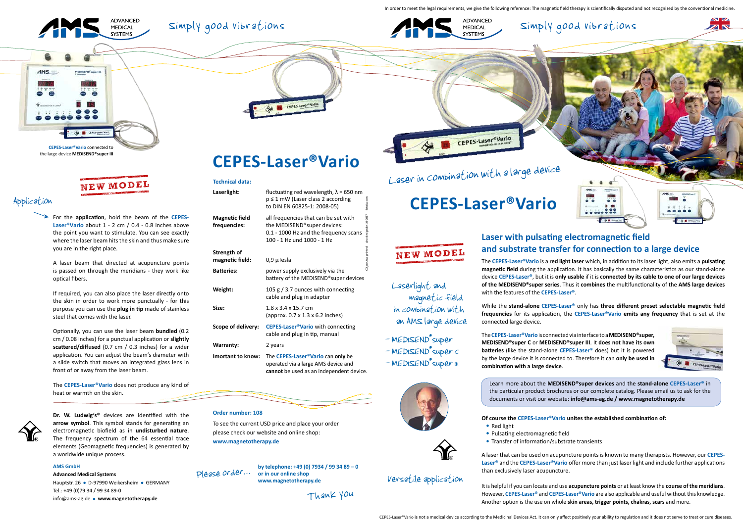In order to meet the legal requirements, we give the following reference: The magnetic field therapy is scientifically disputed and not recognized by the conventional medicine.

ADVANCED MEDICAL SYSTEMS

Simply good vibrations

**CEPES-Laser®Vario** connected to the large device **MEDISEND®super III**

NEW MODEL

## Application

For the **application**, hold the beam of the **CEPES-Laser®Vario** about 1 - 2 cm / 0.4 - 0.8 inches above the point you want to stimulate. You can see exactly where the laser beam hits the skin and thus make sure you are in the right place.

A laser beam that directed at acupuncture points is passed on through the meridians - they work like optical fibers.

If required, you can also place the laser directly onto the skin in order to work more punctually - for this purpose you can use the **plug in tip** made of stainless steel that comes with the laser.

Optionally, you can use the laser beam **bundled** (0.2 cm / 0.08 inches) for a punctual application or **slightly scattered/diffused** (0.7 cm / 0.3 inches) for a wider application. You can adjust the beam's diameter with a slide switch that moves an integrated glass lens in front of or away from the laser beam.

The **CEPES-Laser®Vario** does not produce any kind of heat or warmth on the skin.

**Dr. W. Ludwig's®** devices are identified with the **arrow symbol**. This symbol stands for generating an electromagnetic biofield as in **undisturbed nature**. The frequency spectrum of the 64 essential trace elements (Geomagnetic frequencies) is generated by a worldwide unique process.

**AMS GmbH**
**Advanced Medical Systems**
Hauptstr. 26 • D-97990 Weikersheim • GERMANY
Tel.: +49 (0)79 34 / 99 34 89-0
info@ams-ag.de • **www.magnetotherapy.de**

# CEPES-Laser®Vario

**Technical data:**

| | |
|---|---|
| **Laserlight:** | fluctuating red wavelength, λ = 650 nm p ≤ 1 mW (Laser class 2 according to DIN EN 60825-1: 2008-05) |
| **Magnetic field frequencies:** | all frequencies that can be set with the MEDISEND®super devices: 0.1 - 1000 Hz and the frequency scans 100 - 1 Hz und 1000 - 1 Hz |
| **Strength of magnetic field:** | 0,9 µTesla |
| **Batteries:** | power supply exclusively via the battery of the MEDISEND®super devices |
| **Weight:** | 105 g / 3.7 ounces with connecting cable and plug in adapter |
| **Size:** | 1.8 x 3.4 x 15.7 cm (approx. 0.7 x 1.3 x 6.2 inches) |
| **Scope of delivery:** | **CEPES-Laser®Vario** with connecting cable and plug in tip, manual |
| **Warranty:** | 2 years |
| **Imortant to know:** | The **CEPES-Laser®Vario** can **only** be operated via a large AMS device and **cannot** be used as an independent device. |

**Order number: 108**

To see the current USD price and place your order please check our website and online shop:
**www.magnetotherapy.de**

Please order...

**by telephone: +49 (0) 7934 / 99 34 89 – 0**
**or in our online shop**
**www.magnetotherapy.de**

Thank you

ADVANCED MEDICAL SYSTEMS

Simply good vibrations

Laser in combination with a large device

# CEPES-Laser®Vario

NEW MODEL

Laserlight and magnetic field in combination with an AMS large device

- MEDISEND®super
- MEDISEND®super C
- MEDISEND®super III

Versatile application

## Laser with pulsating electromagnetic field and substrate transfer for connection to a large device

The **CEPES-Laser®Vario** is a **red light laser** which, in addition to its laser light, also emits a **pulsating magnetic field** during the application. It has basically the same characteristics as our stand-alone device **CEPES-Laser®**, but it is **only usable** if it is **connected by its cable to one of our large devices of the MEDISEND®super series**. Thus it **combines** the multifunctionality of the **AMS large devices** with the features of the **CEPES-Laser®**.

While the **stand-alone CEPES-Laser®** only has **three different preset selectable magnetic field frequencies** for its application, the **CEPES-Laser®Vario emits any frequency** that is set at the connected large device.

The **CEPES-Laser®Vario** is connected via interface to a **MEDISEND®super, MEDISEND®super C** or **MEDISEND®super III**. It **does not have its own batteries** (like the stand-alone **CEPES-Laser®** does) but it is powered by the large device it is connected to. Therefore it can **only be used in combination with a large device.**

Learn more about the **MEDISEND®super devices** and the **stand-alone CEPES-Laser®** in the particular product brochures or our complete catalog. Please email us to ask for the documents or visit our website: **info@ams-ag.de / www.magnetotherapy.de**

**Of course the CEPES-Laser®Vario unites the established combination of:**

- Red light
- Pulsating electromagnetic field
- Transfer of information/substrate transients

A laser that can be used on acupuncture points is known to many therapists. However, our **CEPES-Laser®** and the **CEPES-Laser®Vario** offer more than just laser light and include further applications than exclusively laser acupuncture.

It is helpful if you can locate and use **acupuncture points** or at least know the **course of the meridians**. However, **CEPES-Laser®** and **CEPES-Laser®Vario** are also applicable and useful without this knowledge. Another option is the use on whole **skin areas, trigger points, chakras, scars** and more.

CEPES-Laser®Vario is not a medical device according to the Medicinal Devices Act. It can only affect positively your ability to regulation and it does not serve to treat or cure diseases.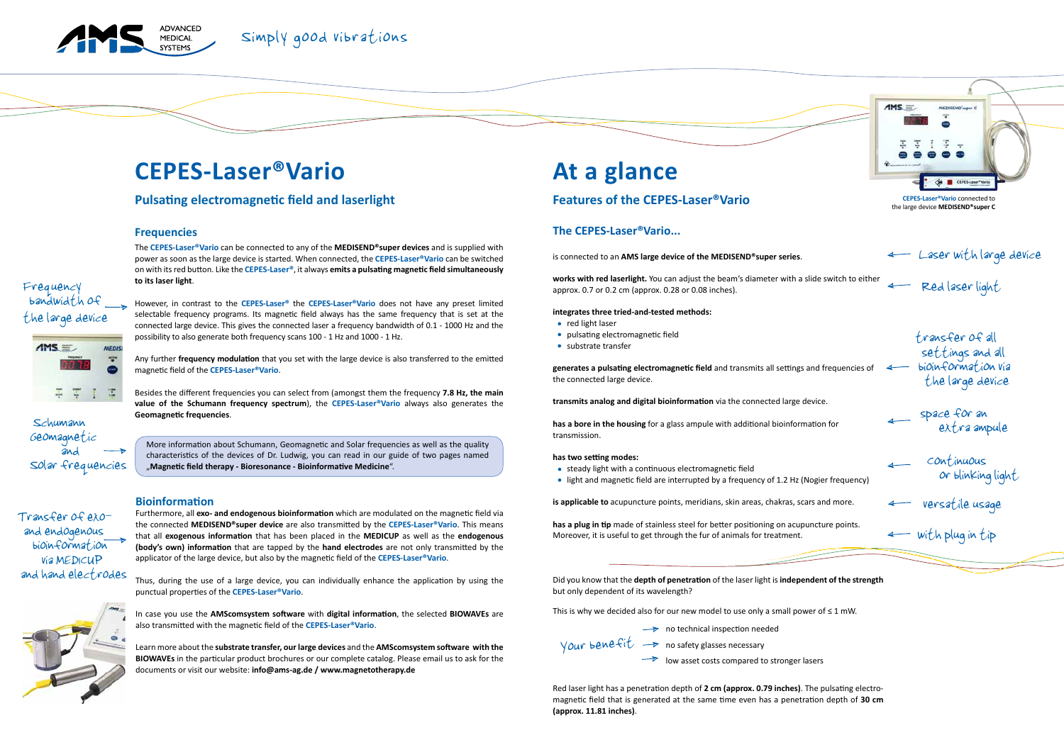ADVANCED MEDICAL SYSTEMS

Simply good vibrations

# CEPES-Laser®Vario

## Pulsating electromagnetic field and laserlight

### Frequencies

Frequency bandwidth of the large device

The **CEPES-Laser®Vario** can be connected to any of the **MEDISEND®super devices** and is supplied with power as soon as the large device is started. When connected, the **CEPES-Laser®Vario** can be switched on with its red button. Like the **CEPES-Laser®**, it always **emits a pulsating magnetic field simultaneously to its laser light**.

However, in contrast to the **CEPES-Laser®** the **CEPES-Laser®Vario** does not have any preset limited selectable frequency programs. Its magnetic field always has the same frequency that is set at the connected large device. This gives the connected laser a frequency bandwidth of 0.1 - 1000 Hz and the possibility to also generate both frequency scans 100 - 1 Hz and 1000 - 1 Hz.

Any further **frequency modulation** that you set with the large device is also transferred to the emitted magnetic field of the **CEPES-Laser®Vario**.

Schumann Geomagnetic and Solar frequencies

Besides the different frequencies you can select from (amongst them the frequency **7.8 Hz, the main value of the Schumann frequency spectrum**), the **CEPES-Laser®Vario** always also generates the **Geomagnetic frequencies**.

More information about Schumann, Geomagnetic and Solar frequencies as well as the quality characteristics of the devices of Dr. Ludwig, you can read in our guide of two pages named „**Magnetic field therapy - Bioresonance - Bioinformative Medicine**".

### Bioinformation

Transfer of exo- and endogenous bioinformation via MEDICUP and hand electrodes

Furthermore, all **exo- and endogenous bioinformation** which are modulated on the magnetic field via the connected **MEDISEND®super device** are also transmitted by the **CEPES-Laser®Vario**. This means that all **exogenous information** that has been placed in the **MEDICUP** as well as the **endogenous (body's own) information** that are tapped by the **hand electrodes** are not only transmitted by the applicator of the large device, but also by the magnetic field of the **CEPES-Laser®Vario**.

Thus, during the use of a large device, you can individually enhance the application by using the punctual properties of the **CEPES-Laser®Vario**.

In case you use the **AMScomsystem software** with **digital information**, the selected **BIOWAVEs** are also transmitted with the magnetic field of the **CEPES-Laser®Vario**.

Learn more about the **substrate transfer, our large devices** and the **AMScomsystem software with the BIOWAVEs** in the particular product brochures or our complete catalog. Please email us to ask for the documents or visit our website: **info@ams-ag.de / www.magnetotherapy.de**

# At a glance

## Features of the CEPES-Laser®Vario

**CEPES-Laser®Vario** connected to the large device **MEDISEND®super C**

### The CEPES-Laser®Vario...

is connected to an **AMS large device of the MEDISEND®super series**. ← Laser with large device

**works with red laserlight.** You can adjust the beam's diameter with a slide switch to either approx. 0.7 or 0.2 cm (approx. 0.28 or 0.08 inches). ← Red laser light

**integrates three tried-and-tested methods:**

- red light laser
- pulsating electromagnetic field
- substrate transfer

**generates a pulsating electromagnetic field** and transmits all settings and frequencies of the connected large device. ← transfer of all settings and all bioinformation via the large device

**transmits analog and digital bioinformation** via the connected large device.

**has a bore in the housing** for a glass ampule with additional bioinformation for transmission. ← space for an extra ampule

**has two setting modes:** ← continuous or blinking light

- steady light with a continuous electromagnetic field
- light and magnetic field are interrupted by a frequency of 1.2 Hz (Nogier frequency)

**is applicable to** acupuncture points, meridians, skin areas, chakras, scars and more. ← versatile usage

**has a plug in tip** made of stainless steel for better positioning on acupuncture points. Moreover, it is useful to get through the fur of animals for treatment. ← with plug in tip

Did you know that the **depth of penetration** of the laser light is **independent of the strength** but only dependent of its wavelength?

This is why we decided also for our new model to use only a small power of ≤ 1 mW.

Your benefit

- → no technical inspection needed
- → no safety glasses necessary
- → low asset costs compared to stronger lasers

Red laser light has a penetration depth of **2 cm (approx. 0.79 inches)**. The pulsating electromagnetic field that is generated at the same time even has a penetration depth of **30 cm (approx. 11.81 inches)**.